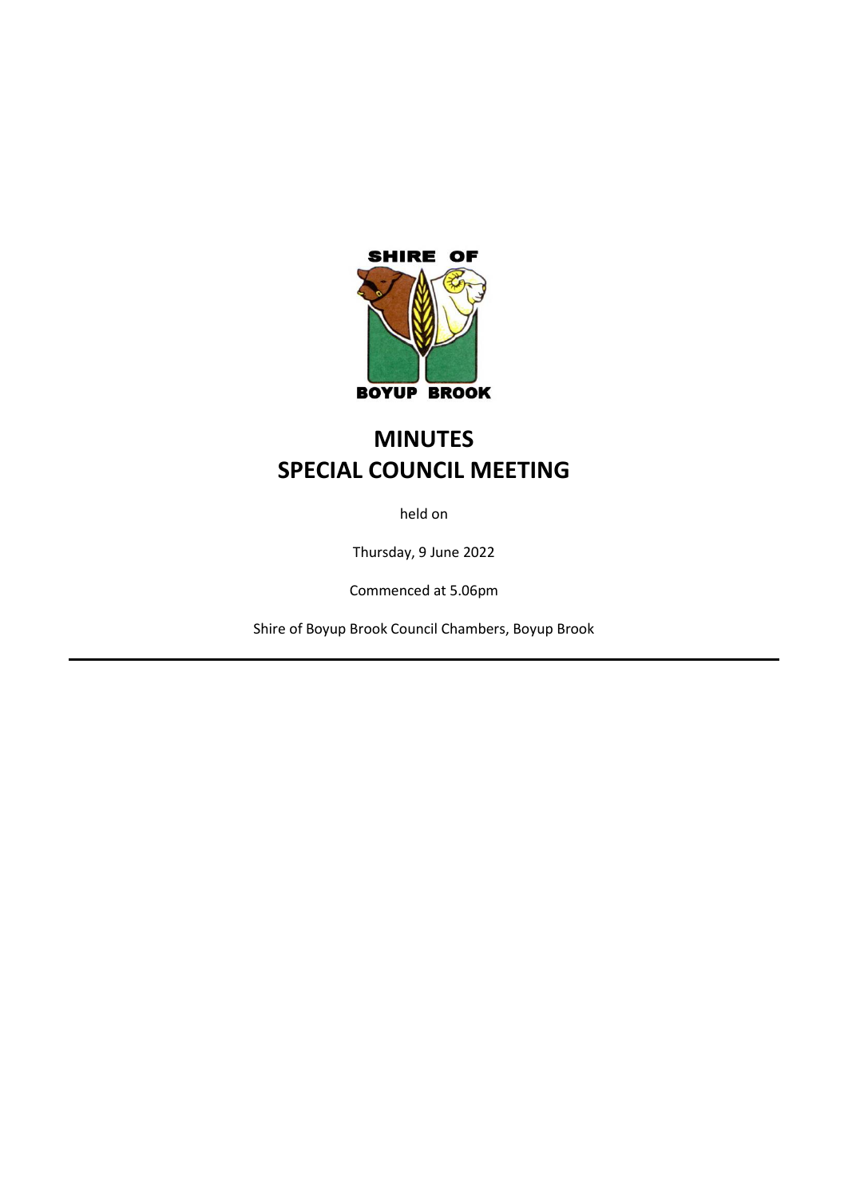SHIRE OF

BOYUP BROOK

# MINUTES
# SPECIAL COUNCIL MEETING

held on

Thursday, 9 June 2022

Commenced at 5.06pm

Shire of Boyup Brook Council Chambers, Boyup Brook

---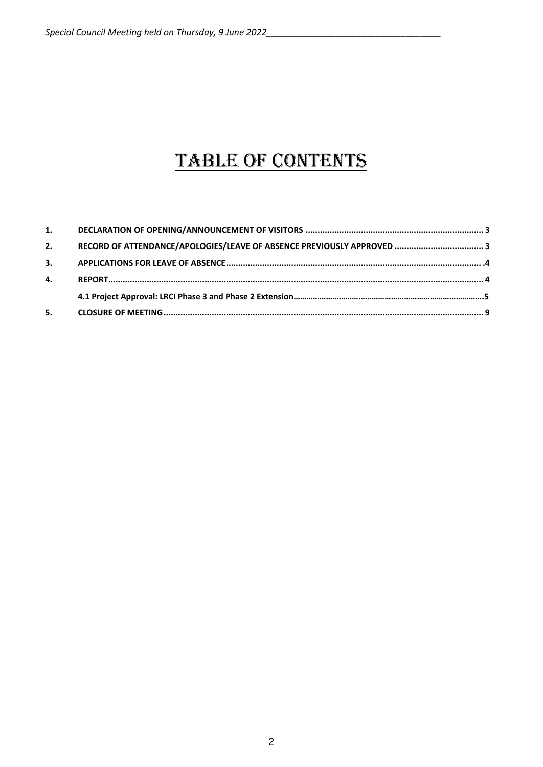# TABLE OF CONTENTS

| | | |
|---|---|---|
| **1.** | **DECLARATION OF OPENING/ANNOUNCEMENT OF VISITORS** | **3** |
| **2.** | **RECORD OF ATTENDANCE/APOLOGIES/LEAVE OF ABSENCE PREVIOUSLY APPROVED** | **3** |
| **3.** | **APPLICATIONS FOR LEAVE OF ABSENCE** | **.4** |
| **4.** | **REPORT** | **4** |
| | **4.1 Project Approval: LRCI Phase 3 and Phase 2 Extension** | **5** |
| **5.** | **CLOSURE OF MEETING** | **9** |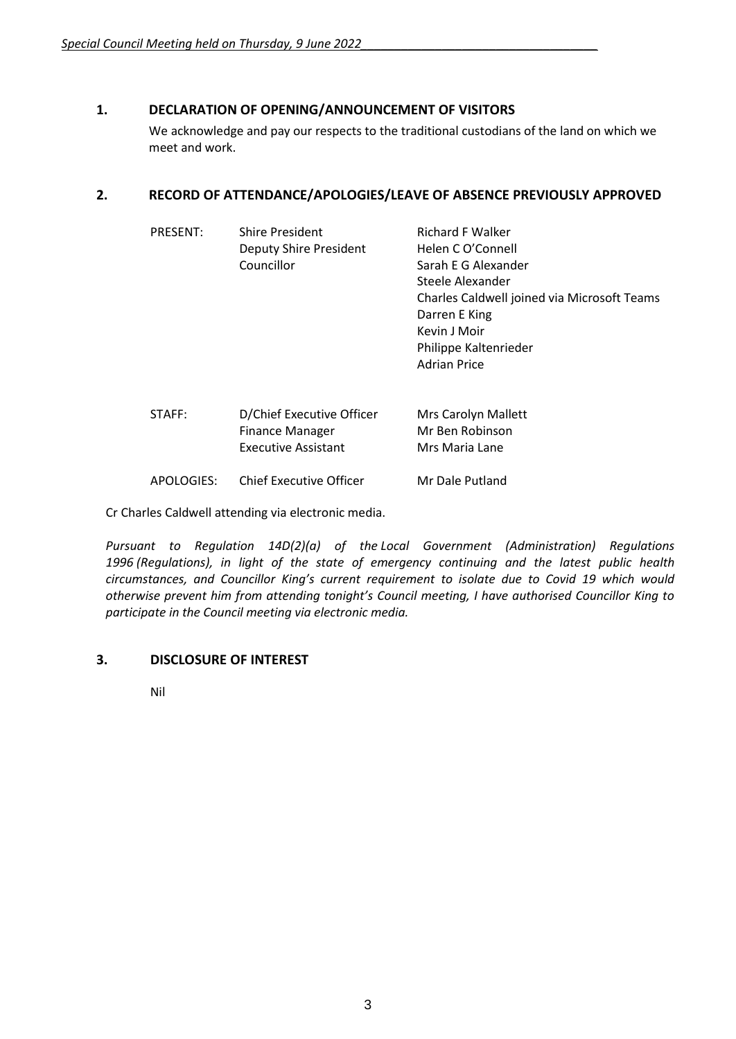## 1. DECLARATION OF OPENING/ANNOUNCEMENT OF VISITORS

We acknowledge and pay our respects to the traditional custodians of the land on which we meet and work.

## 2. RECORD OF ATTENDANCE/APOLOGIES/LEAVE OF ABSENCE PREVIOUSLY APPROVED

| | | |
|---|---|---|
| PRESENT: | Shire President | Richard F Walker |
| | Deputy Shire President | Helen C O'Connell |
| | Councillor | Sarah E G Alexander |
| | | Steele Alexander |
| | | Charles Caldwell joined via Microsoft Teams |
| | | Darren E King |
| | | Kevin J Moir |
| | | Philippe Kaltenrieder |
| | | Adrian Price |
| STAFF: | D/Chief Executive Officer | Mrs Carolyn Mallett |
| | Finance Manager | Mr Ben Robinson |
| | Executive Assistant | Mrs Maria Lane |
| APOLOGIES: | Chief Executive Officer | Mr Dale Putland |

Cr Charles Caldwell attending via electronic media.

*Pursuant to Regulation 14D(2)(a) of the Local Government (Administration) Regulations 1996 (Regulations), in light of the state of emergency continuing and the latest public health circumstances, and Councillor King's current requirement to isolate due to Covid 19 which would otherwise prevent him from attending tonight's Council meeting, I have authorised Councillor King to participate in the Council meeting via electronic media.*

## 3. DISCLOSURE OF INTEREST

Nil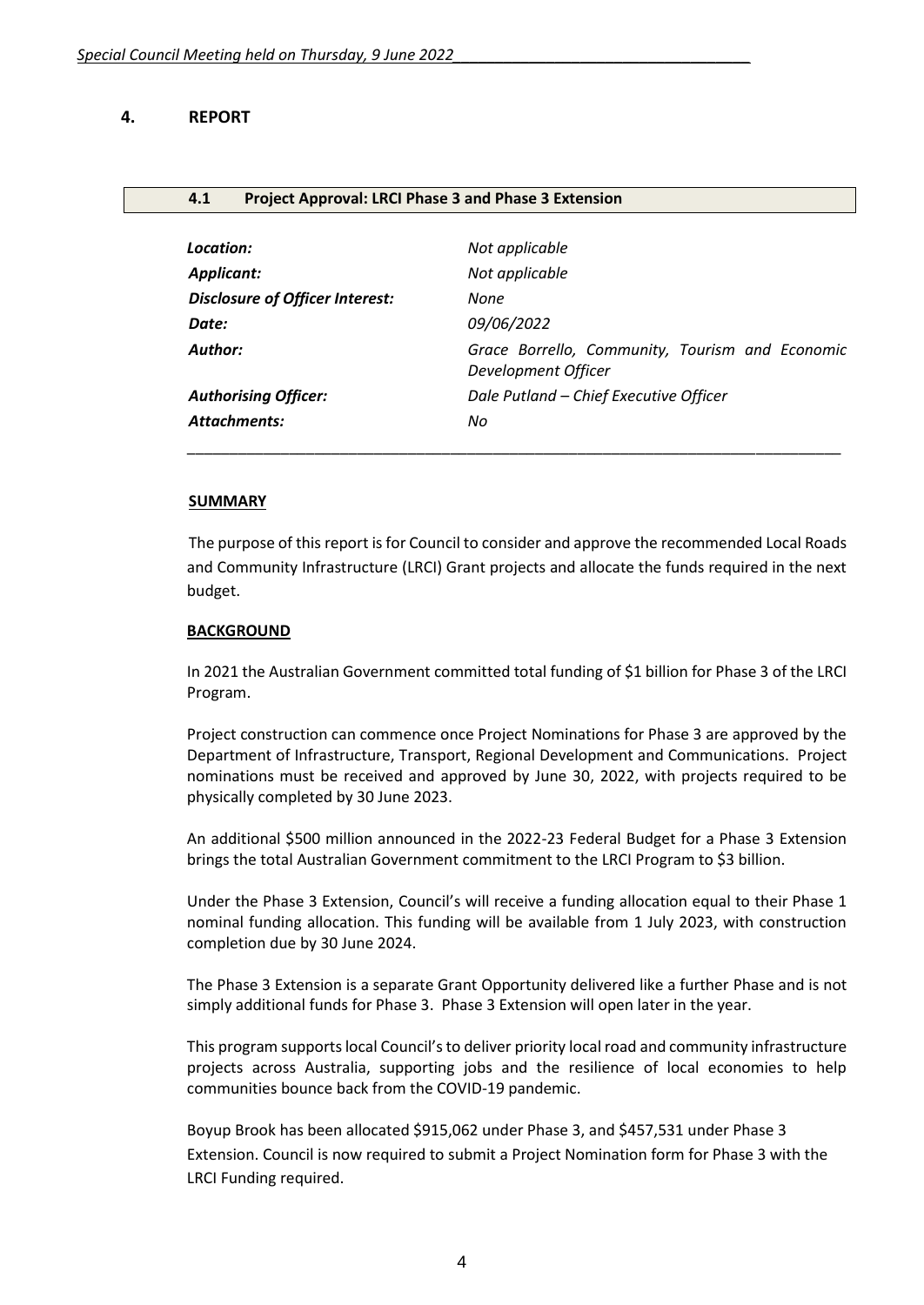## 4. REPORT

### 4.1 Project Approval: LRCI Phase 3 and Phase 3 Extension

| | |
|---|---|
| ***Location:*** | *Not applicable* |
| ***Applicant:*** | *Not applicable* |
| ***Disclosure of Officer Interest:*** | *None* |
| ***Date:*** | *09/06/2022* |
| ***Author:*** | *Grace Borrello, Community, Tourism and Economic Development Officer* |
| ***Authorising Officer:*** | *Dale Putland – Chief Executive Officer* |
| ***Attachments:*** | *No* |

**SUMMARY**

The purpose of this report is for Council to consider and approve the recommended Local Roads and Community Infrastructure (LRCI) Grant projects and allocate the funds required in the next budget.

**BACKGROUND**

In 2021 the Australian Government committed total funding of $1 billion for Phase 3 of the LRCI Program.

Project construction can commence once Project Nominations for Phase 3 are approved by the Department of Infrastructure, Transport, Regional Development and Communications. Project nominations must be received and approved by June 30, 2022, with projects required to be physically completed by 30 June 2023.

An additional $500 million announced in the 2022-23 Federal Budget for a Phase 3 Extension brings the total Australian Government commitment to the LRCI Program to $3 billion.

Under the Phase 3 Extension, Council's will receive a funding allocation equal to their Phase 1 nominal funding allocation. This funding will be available from 1 July 2023, with construction completion due by 30 June 2024.

The Phase 3 Extension is a separate Grant Opportunity delivered like a further Phase and is not simply additional funds for Phase 3. Phase 3 Extension will open later in the year.

This program supports local Council's to deliver priority local road and community infrastructure projects across Australia, supporting jobs and the resilience of local economies to help communities bounce back from the COVID-19 pandemic.

Boyup Brook has been allocated $915,062 under Phase 3, and $457,531 under Phase 3 Extension. Council is now required to submit a Project Nomination form for Phase 3 with the LRCI Funding required.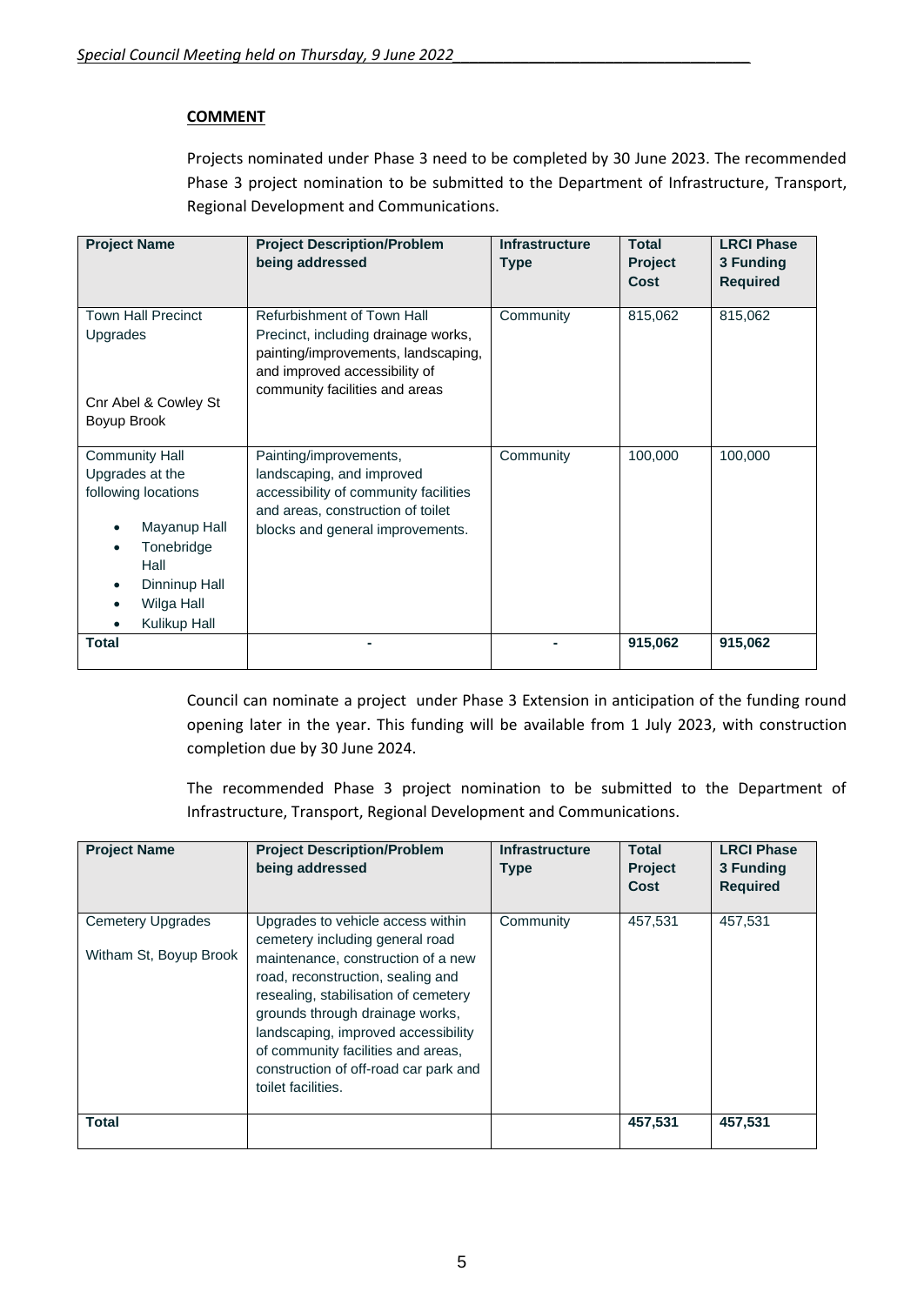## COMMENT

Projects nominated under Phase 3 need to be completed by 30 June 2023. The recommended Phase 3 project nomination to be submitted to the Department of Infrastructure, Transport, Regional Development and Communications.

| Project Name | Project Description/Problem being addressed | Infrastructure Type | Total Project Cost | LRCI Phase 3 Funding Required |
|---|---|---|---|---|
| Town Hall Precinct Upgrades<br><br>Cnr Abel & Cowley St Boyup Brook | Refurbishment of Town Hall Precinct, including drainage works, painting/improvements, landscaping, and improved accessibility of community facilities and areas | Community | 815,062 | 815,062 |
| Community Hall Upgrades at the following locations<br>• Mayanup Hall<br>• Tonebridge Hall<br>• Dinninup Hall<br>• Wilga Hall<br>• Kulikup Hall | Painting/improvements, landscaping, and improved accessibility of community facilities and areas, construction of toilet blocks and general improvements. | Community | 100,000 | 100,000 |
| **Total** | - | - | **915,062** | **915,062** |

Council can nominate a project under Phase 3 Extension in anticipation of the funding round opening later in the year. This funding will be available from 1 July 2023, with construction completion due by 30 June 2024.

The recommended Phase 3 project nomination to be submitted to the Department of Infrastructure, Transport, Regional Development and Communications.

| Project Name | Project Description/Problem being addressed | Infrastructure Type | Total Project Cost | LRCI Phase 3 Funding Required |
|---|---|---|---|---|
| Cemetery Upgrades<br><br>Witham St, Boyup Brook | Upgrades to vehicle access within cemetery including general road maintenance, construction of a new road, reconstruction, sealing and resealing, stabilisation of cemetery grounds through drainage works, landscaping, improved accessibility of community facilities and areas, construction of off-road car park and toilet facilities. | Community | 457,531 | 457,531 |
| **Total** | | | **457,531** | **457,531** |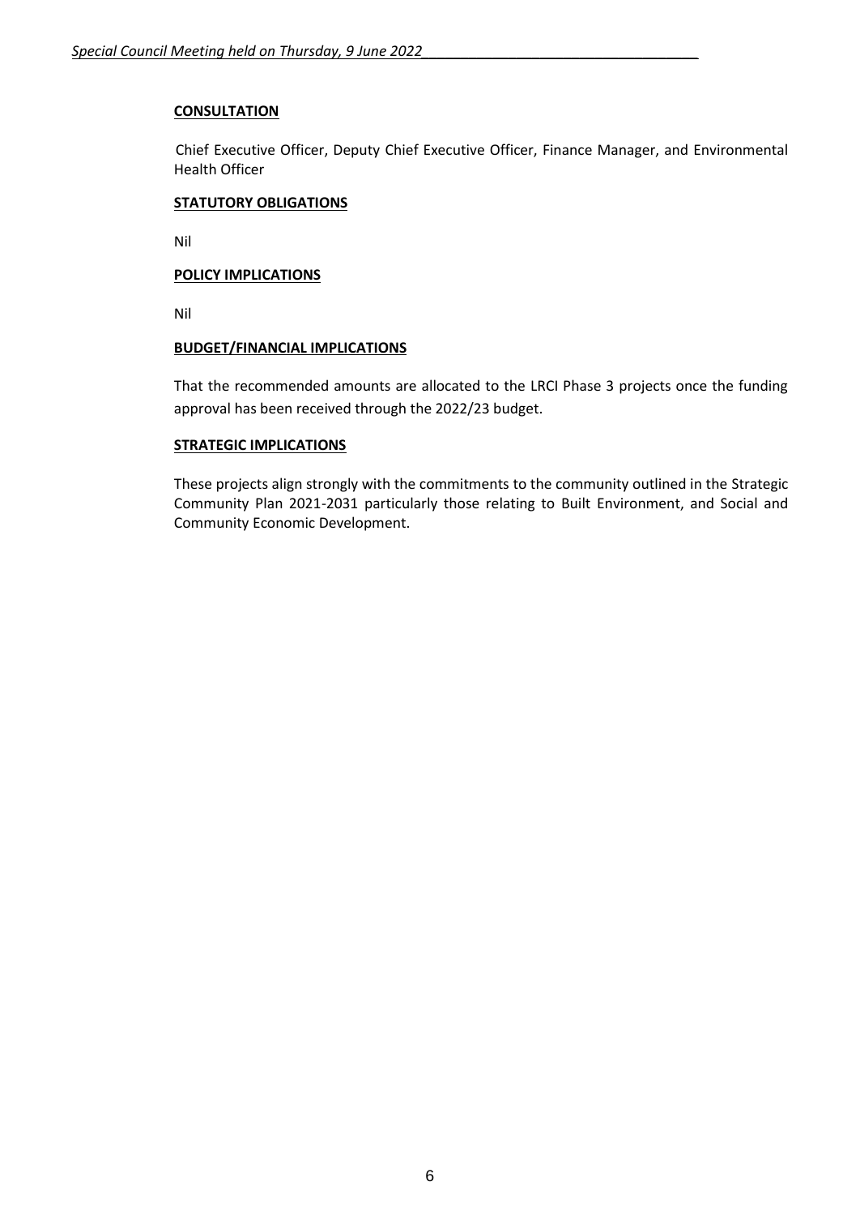**CONSULTATION**

Chief Executive Officer, Deputy Chief Executive Officer, Finance Manager, and Environmental Health Officer

**STATUTORY OBLIGATIONS**

Nil

**POLICY IMPLICATIONS**

Nil

**BUDGET/FINANCIAL IMPLICATIONS**

That the recommended amounts are allocated to the LRCI Phase 3 projects once the funding approval has been received through the 2022/23 budget.

**STRATEGIC IMPLICATIONS**

These projects align strongly with the commitments to the community outlined in the Strategic Community Plan 2021-2031 particularly those relating to Built Environment, and Social and Community Economic Development.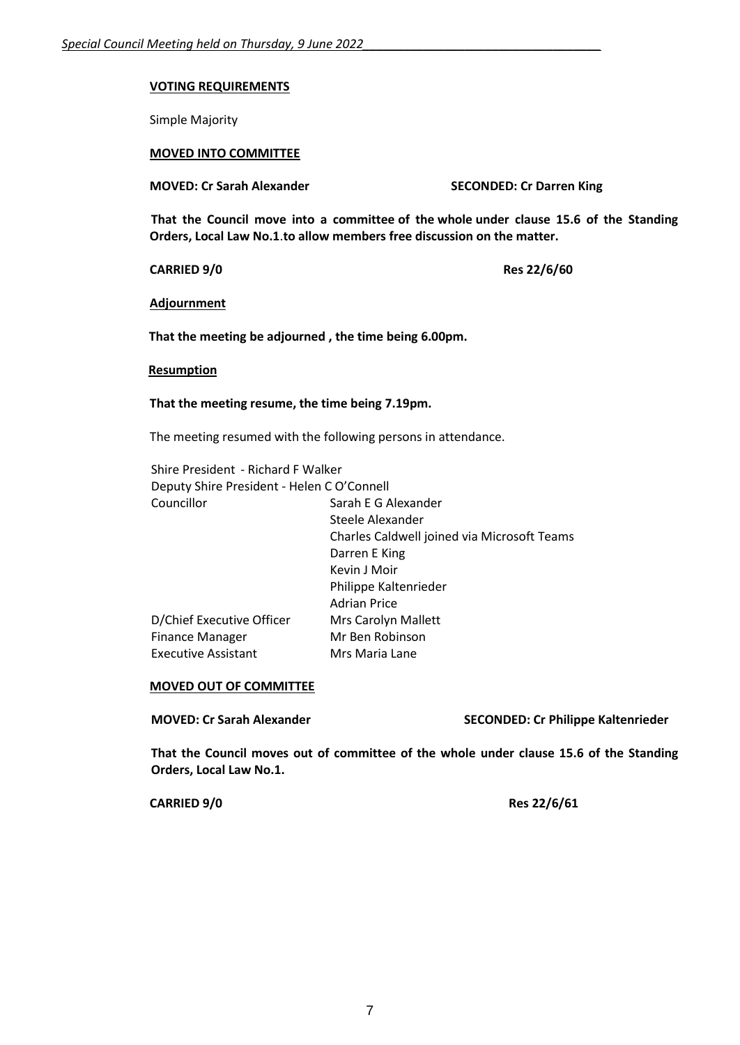**VOTING REQUIREMENTS**

Simple Majority

**MOVED INTO COMMITTEE**

**MOVED: Cr Sarah Alexander** **SECONDED: Cr Darren King**

**That the Council move into a committee of the whole under clause 15.6 of the Standing Orders, Local Law No.1.to allow members free discussion on the matter.**

**CARRIED 9/0** **Res 22/6/60**

**Adjournment**

**That the meeting be adjourned , the time being 6.00pm.**

**Resumption**

**That the meeting resume, the time being 7.19pm.**

The meeting resumed with the following persons in attendance.

Shire President - Richard F Walker
Deputy Shire President - Helen C O'Connell

| | |
|---|---|
| Councillor | Sarah E G Alexander |
| | Steele Alexander |
| | Charles Caldwell joined via Microsoft Teams |
| | Darren E King |
| | Kevin J Moir |
| | Philippe Kaltenrieder |
| | Adrian Price |
| D/Chief Executive Officer | Mrs Carolyn Mallett |
| Finance Manager | Mr Ben Robinson |
| Executive Assistant | Mrs Maria Lane |

**MOVED OUT OF COMMITTEE**

**MOVED: Cr Sarah Alexander** **SECONDED: Cr Philippe Kaltenrieder**

**That the Council moves out of committee of the whole under clause 15.6 of the Standing Orders, Local Law No.1.**

**CARRIED 9/0** **Res 22/6/61**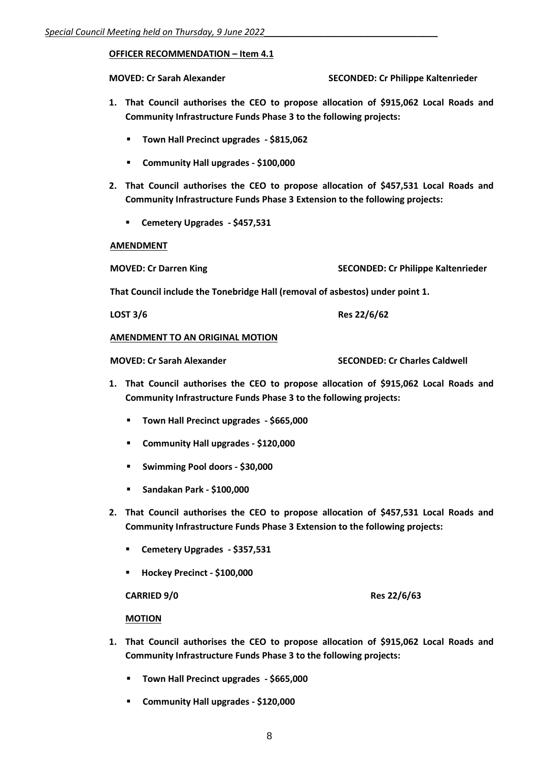**OFFICER RECOMMENDATION – Item 4.1**

**MOVED: Cr Sarah Alexander** **SECONDED: Cr Philippe Kaltenrieder**

1. **That Council authorises the CEO to propose allocation of $915,062 Local Roads and Community Infrastructure Funds Phase 3 to the following projects:**
   - **Town Hall Precinct upgrades - $815,062**
   - **Community Hall upgrades - $100,000**
2. **That Council authorises the CEO to propose allocation of $457,531 Local Roads and Community Infrastructure Funds Phase 3 Extension to the following projects:**
   - **Cemetery Upgrades - $457,531**

**AMENDMENT**

**MOVED: Cr Darren King** **SECONDED: Cr Philippe Kaltenrieder**

**That Council include the Tonebridge Hall (removal of asbestos) under point 1.**

**LOST 3/6** **Res 22/6/62**

**AMENDMENT TO AN ORIGINAL MOTION**

**MOVED: Cr Sarah Alexander** **SECONDED: Cr Charles Caldwell**

1. **That Council authorises the CEO to propose allocation of $915,062 Local Roads and Community Infrastructure Funds Phase 3 to the following projects:**
   - **Town Hall Precinct upgrades - $665,000**
   - **Community Hall upgrades - $120,000**
   - **Swimming Pool doors - $30,000**
   - **Sandakan Park - $100,000**
2. **That Council authorises the CEO to propose allocation of $457,531 Local Roads and Community Infrastructure Funds Phase 3 Extension to the following projects:**
   - **Cemetery Upgrades - $357,531**
   - **Hockey Precinct - $100,000**

**CARRIED 9/0** **Res 22/6/63**

**MOTION**

1. **That Council authorises the CEO to propose allocation of $915,062 Local Roads and Community Infrastructure Funds Phase 3 to the following projects:**
   - **Town Hall Precinct upgrades - $665,000**
   - **Community Hall upgrades - $120,000**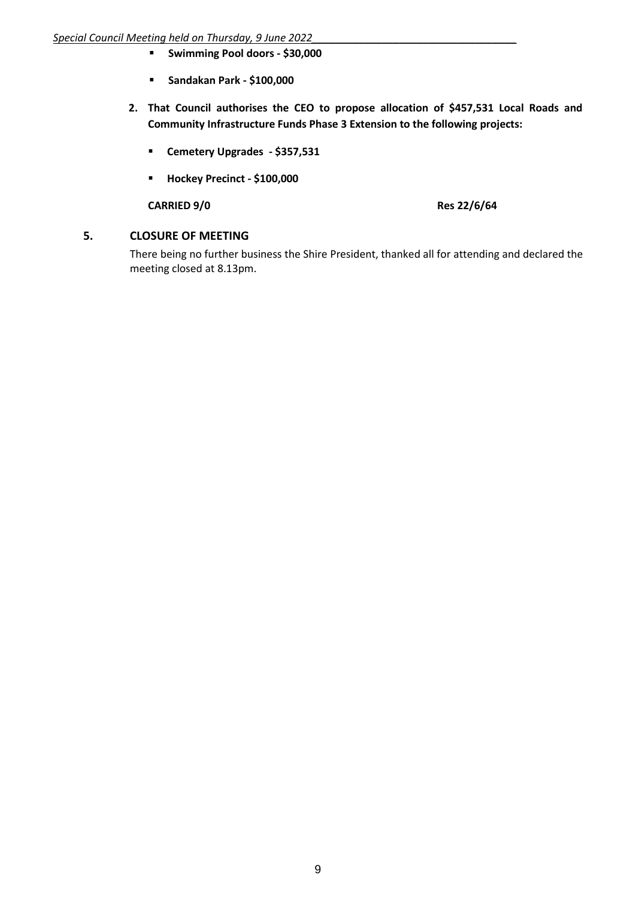- **Swimming Pool doors - $30,000**
- **Sandakan Park - $100,000**

2. **That Council authorises the CEO to propose allocation of $457,531 Local Roads and Community Infrastructure Funds Phase 3 Extension to the following projects:**

   - **Cemetery Upgrades - $357,531**
   - **Hockey Precinct - $100,000**

**CARRIED 9/0** **Res 22/6/64**

## 5. CLOSURE OF MEETING

There being no further business the Shire President, thanked all for attending and declared the meeting closed at 8.13pm.